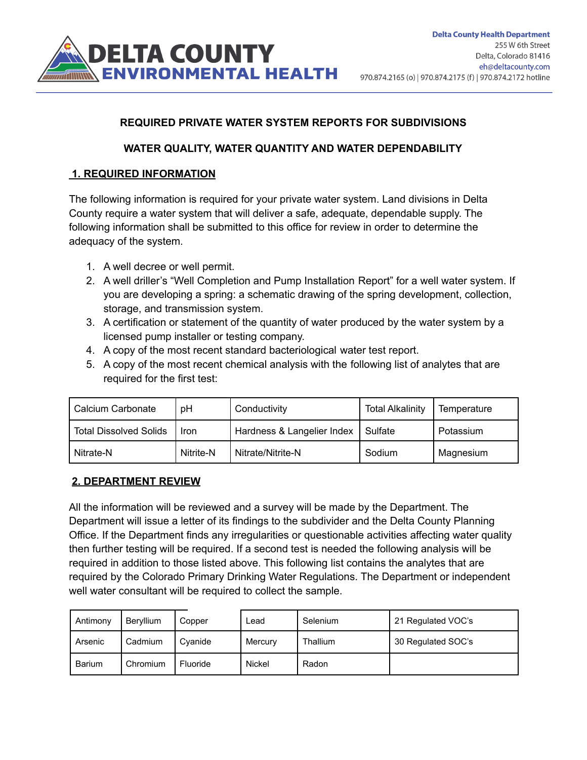# DELTA COUNTY ENVIRONMENTAL HEALTH

**Delta County Health Department**
255 W 6th Street
Delta, Colorado 81416
eh@deltacounty.com
970.874.2165 (o) | 970.874.2175 (f) | 970.874.2172 hotline

## REQUIRED PRIVATE WATER SYSTEM REPORTS FOR SUBDIVISIONS

## WATER QUALITY, WATER QUANTITY AND WATER DEPENDABILITY

### 1. REQUIRED INFORMATION

The following information is required for your private water system. Land divisions in Delta County require a water system that will deliver a safe, adequate, dependable supply. The following information shall be submitted to this office for review in order to determine the adequacy of the system.

1. A well decree or well permit.
2. A well driller's "Well Completion and Pump Installation Report" for a well water system. If you are developing a spring: a schematic drawing of the spring development, collection, storage, and transmission system.
3. A certification or statement of the quantity of water produced by the water system by a licensed pump installer or testing company.
4. A copy of the most recent standard bacteriological water test report.
5. A copy of the most recent chemical analysis with the following list of analytes that are required for the first test:

| Calcium Carbonate | pH | Conductivity | Total Alkalinity | Temperature |
|---|---|---|---|---|
| Total Dissolved Solids | Iron | Hardness & Langelier Index | Sulfate | Potassium |
| Nitrate-N | Nitrite-N | Nitrate/Nitrite-N | Sodium | Magnesium |

### 2. DEPARTMENT REVIEW

All the information will be reviewed and a survey will be made by the Department. The Department will issue a letter of its findings to the subdivider and the Delta County Planning Office. If the Department finds any irregularities or questionable activities affecting water quality then further testing will be required. If a second test is needed the following analysis will be required in addition to those listed above. This following list contains the analytes that are required by the Colorado Primary Drinking Water Regulations. The Department or independent well water consultant will be required to collect the sample.

| Antimony | Beryllium | Copper | Lead | Selenium | 21 Regulated VOC's |
|---|---|---|---|---|---|
| Arsenic | Cadmium | Cyanide | Mercury | Thallium | 30 Regulated SOC's |
| Barium | Chromium | Fluoride | Nickel | Radon | |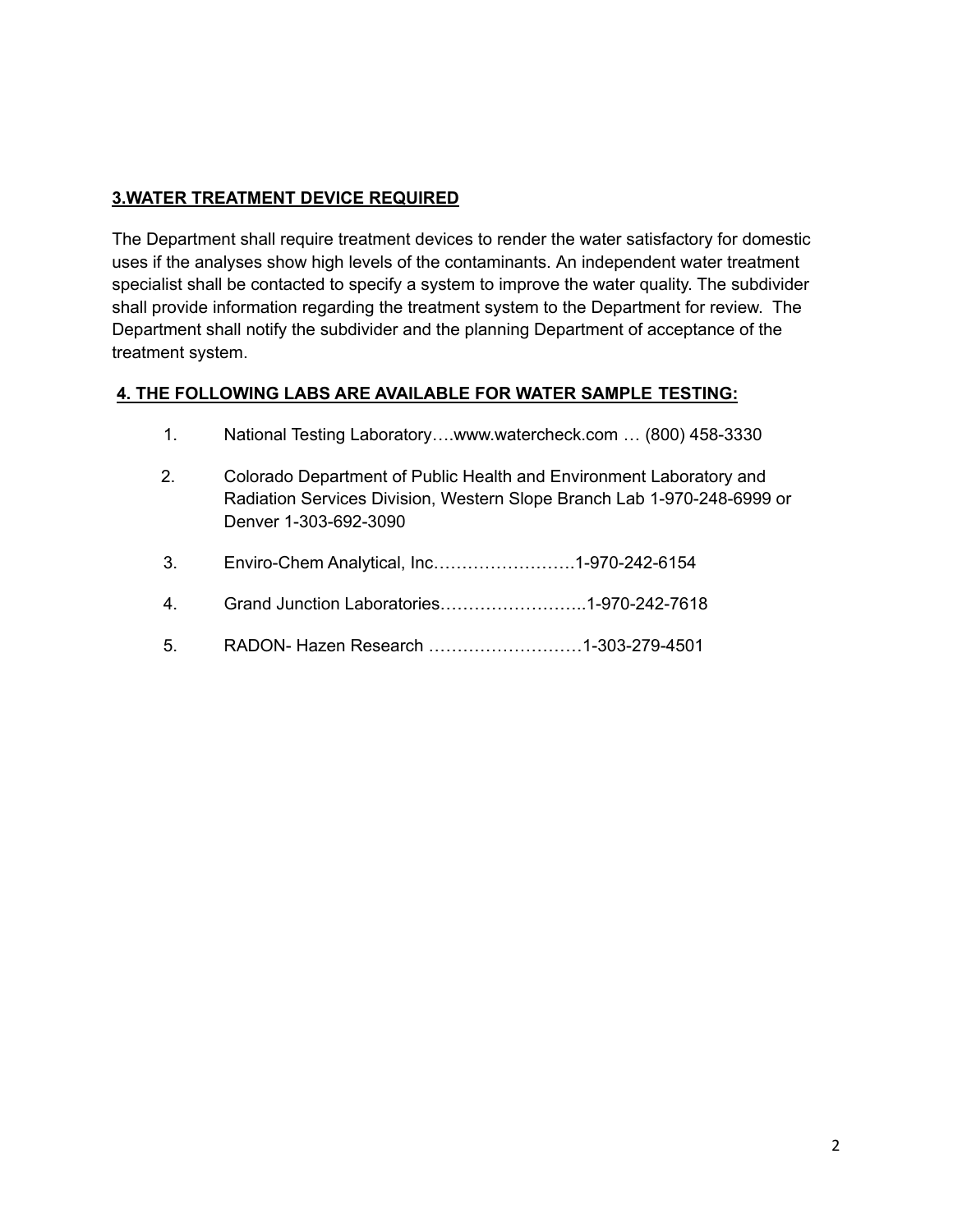## 3.WATER TREATMENT DEVICE REQUIRED

The Department shall require treatment devices to render the water satisfactory for domestic uses if the analyses show high levels of the contaminants. An independent water treatment specialist shall be contacted to specify a system to improve the water quality. The subdivider shall provide information regarding the treatment system to the Department for review. The Department shall notify the subdivider and the planning Department of acceptance of the treatment system.

## 4. THE FOLLOWING LABS ARE AVAILABLE FOR WATER SAMPLE TESTING:

1. National Testing Laboratory….www.watercheck.com … (800) 458-3330
2. Colorado Department of Public Health and Environment Laboratory and Radiation Services Division, Western Slope Branch Lab 1-970-248-6999 or Denver 1-303-692-3090
3. Enviro-Chem Analytical, Inc…………………….1-970-242-6154
4. Grand Junction Laboratories……………………..1-970-242-7618
5. RADON- Hazen Research ………………………1-303-279-4501